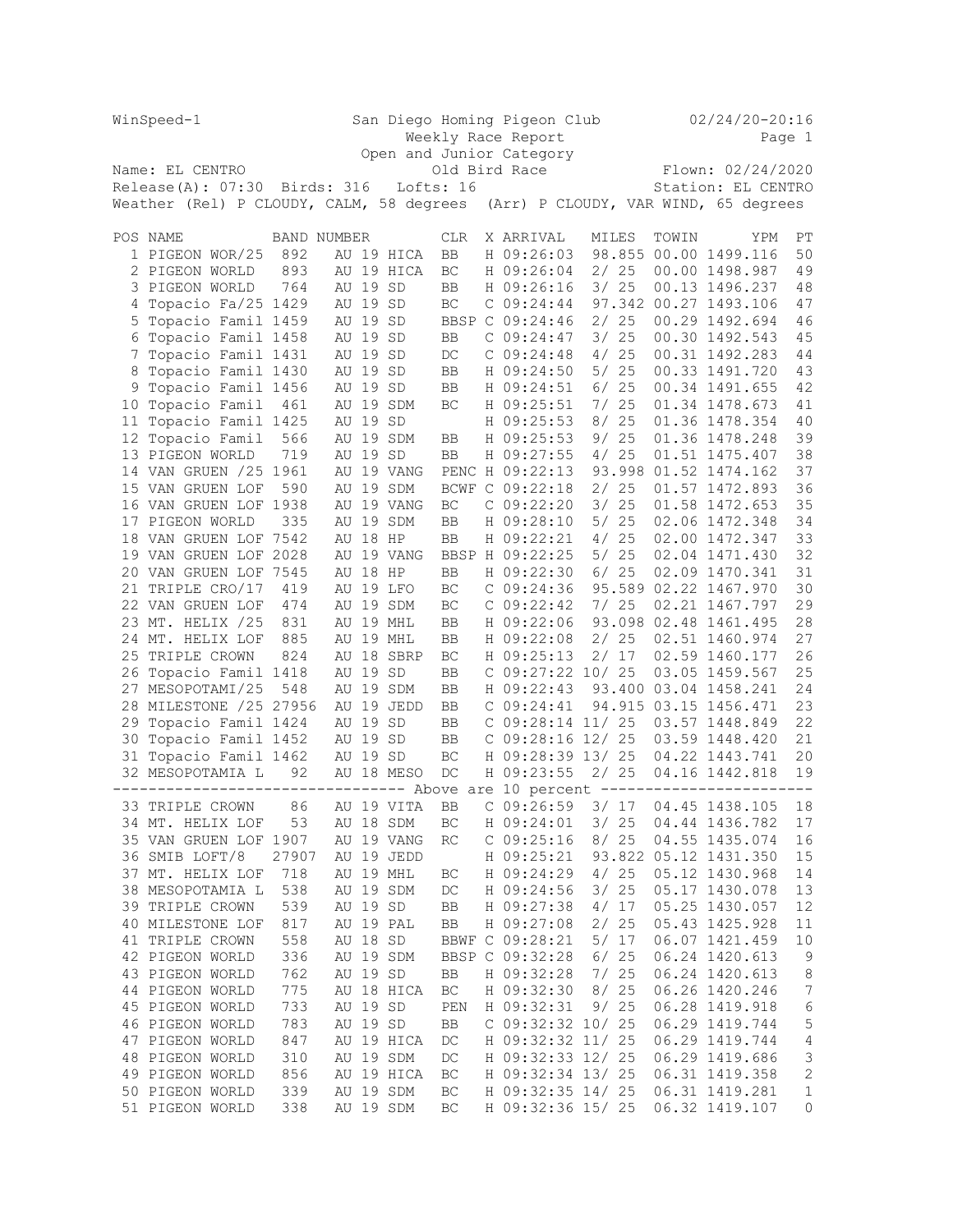WinSpeed-1 San Diego Homing Pigeon Club 02/24/20-20:16

Weekly Race Report

Open and Junior Category

Name: EL CENTRO Old Bird Race Flown: 02/24/2020

Release(A): 07:30 Birds: 316 Lofts: 16 Station: EL CENTRO

Weather (Rel) P CLOUDY, CALM, 58 degrees (Arr) P CLOUDY, VAR WIND, 65 degrees

| POS | NAME | BAND NUMBER | | CLR | X | ARRIVAL | MILES | TOWIN | YPM | PT |
|---|---|---|---|---|---|---|---|---|---|---|
| 1 | PIGEON WOR/25 | 892 | AU 19 HICA | BB | H | 09:26:03 | 98.855 | 00.00 | 1499.116 | 50 |
| 2 | PIGEON WORLD | 893 | AU 19 HICA | BC | H | 09:26:04 | 2/ 25 | 00.00 | 1498.987 | 49 |
| 3 | PIGEON WORLD | 764 | AU 19 SD | BB | H | 09:26:16 | 3/ 25 | 00.13 | 1496.237 | 48 |
| 4 | Topacio Fa/25 | 1429 | AU 19 SD | BC | C | 09:24:44 | 97.342 | 00.27 | 1493.106 | 47 |
| 5 | Topacio Famil | 1459 | AU 19 SD | BBSP | C | 09:24:46 | 2/ 25 | 00.29 | 1492.694 | 46 |
| 6 | Topacio Famil | 1458 | AU 19 SD | BB | C | 09:24:47 | 3/ 25 | 00.30 | 1492.543 | 45 |
| 7 | Topacio Famil | 1431 | AU 19 SD | DC | C | 09:24:48 | 4/ 25 | 00.31 | 1492.283 | 44 |
| 8 | Topacio Famil | 1430 | AU 19 SD | BB | H | 09:24:50 | 5/ 25 | 00.33 | 1491.720 | 43 |
| 9 | Topacio Famil | 1456 | AU 19 SD | BB | H | 09:24:51 | 6/ 25 | 00.34 | 1491.655 | 42 |
| 10 | Topacio Famil | 461 | AU 19 SDM | BC | H | 09:25:51 | 7/ 25 | 01.34 | 1478.673 | 41 |
| 11 | Topacio Famil | 1425 | AU 19 SD | | H | 09:25:53 | 8/ 25 | 01.36 | 1478.354 | 40 |
| 12 | Topacio Famil | 566 | AU 19 SDM | BB | H | 09:25:53 | 9/ 25 | 01.36 | 1478.248 | 39 |
| 13 | PIGEON WORLD | 719 | AU 19 SD | BB | H | 09:27:55 | 4/ 25 | 01.51 | 1475.407 | 38 |
| 14 | VAN GRUEN /25 | 1961 | AU 19 VANG | PENC | H | 09:22:13 | 93.998 | 01.52 | 1474.162 | 37 |
| 15 | VAN GRUEN LOF | 590 | AU 19 SDM | BCWF | C | 09:22:18 | 2/ 25 | 01.57 | 1472.893 | 36 |
| 16 | VAN GRUEN LOF | 1938 | AU 19 VANG | BC | C | 09:22:20 | 3/ 25 | 01.58 | 1472.653 | 35 |
| 17 | PIGEON WORLD | 335 | AU 19 SDM | BB | H | 09:28:10 | 5/ 25 | 02.06 | 1472.348 | 34 |
| 18 | VAN GRUEN LOF | 7542 | AU 18 HP | BB | H | 09:22:21 | 4/ 25 | 02.00 | 1472.347 | 33 |
| 19 | VAN GRUEN LOF | 2028 | AU 19 VANG | BBSP | H | 09:22:25 | 5/ 25 | 02.04 | 1471.430 | 32 |
| 20 | VAN GRUEN LOF | 7545 | AU 18 HP | BB | H | 09:22:30 | 6/ 25 | 02.09 | 1470.341 | 31 |
| 21 | TRIPLE CRO/17 | 419 | AU 19 LFO | BC | C | 09:24:36 | 95.589 | 02.22 | 1467.970 | 30 |
| 22 | VAN GRUEN LOF | 474 | AU 19 SDM | BC | C | 09:22:42 | 7/ 25 | 02.21 | 1467.797 | 29 |
| 23 | MT. HELIX /25 | 831 | AU 19 MHL | BB | H | 09:22:06 | 93.098 | 02.48 | 1461.495 | 28 |
| 24 | MT. HELIX LOF | 885 | AU 19 MHL | BB | H | 09:22:08 | 2/ 25 | 02.51 | 1460.974 | 27 |
| 25 | TRIPLE CROWN | 824 | AU 18 SBRP | BC | H | 09:25:13 | 2/ 17 | 02.59 | 1460.177 | 26 |
| 26 | Topacio Famil | 1418 | AU 19 SD | BB | C | 09:27:22 | 10/ 25 | 03.05 | 1459.567 | 25 |
| 27 | MESOPOTAMI/25 | 548 | AU 19 SDM | BB | H | 09:22:43 | 93.400 | 03.04 | 1458.241 | 24 |
| 28 | MILESTONE /25 | 27956 | AU 19 JEDD | BB | C | 09:24:41 | 94.915 | 03.15 | 1456.471 | 23 |
| 29 | Topacio Famil | 1424 | AU 19 SD | BB | C | 09:28:14 | 11/ 25 | 03.57 | 1448.849 | 22 |
| 30 | Topacio Famil | 1452 | AU 19 SD | BB | C | 09:28:16 | 12/ 25 | 03.59 | 1448.420 | 21 |
| 31 | Topacio Famil | 1462 | AU 19 SD | BC | H | 09:28:39 | 13/ 25 | 04.22 | 1443.741 | 20 |
| 32 | MESOPOTAMIA L | 92 | AU 18 MESO | DC | H | 09:23:55 | 2/ 25 | 04.16 | 1442.818 | 19 |
| | ---------- Above are 10 percent ---------- | | | | | | | | | |
| 33 | TRIPLE CROWN | 86 | AU 19 VITA | BB | C | 09:26:59 | 3/ 17 | 04.45 | 1438.105 | 18 |
| 34 | MT. HELIX LOF | 53 | AU 18 SDM | BC | H | 09:24:01 | 3/ 25 | 04.44 | 1436.782 | 17 |
| 35 | VAN GRUEN LOF | 1907 | AU 19 VANG | RC | C | 09:25:16 | 8/ 25 | 04.55 | 1435.074 | 16 |
| 36 | SMIB LOFT/8 | 27907 | AU 19 JEDD | | H | 09:25:21 | 93.822 | 05.12 | 1431.350 | 15 |
| 37 | MT. HELIX LOF | 718 | AU 19 MHL | BC | H | 09:24:29 | 4/ 25 | 05.12 | 1430.968 | 14 |
| 38 | MESOPOTAMIA L | 538 | AU 19 SDM | DC | H | 09:24:56 | 3/ 25 | 05.17 | 1430.078 | 13 |
| 39 | TRIPLE CROWN | 539 | AU 19 SD | BB | H | 09:27:38 | 4/ 17 | 05.25 | 1430.057 | 12 |
| 40 | MILESTONE LOF | 817 | AU 19 PAL | BB | H | 09:27:08 | 2/ 25 | 05.43 | 1425.928 | 11 |
| 41 | TRIPLE CROWN | 558 | AU 18 SD | BBWF | C | 09:28:21 | 5/ 17 | 06.07 | 1421.459 | 10 |
| 42 | PIGEON WORLD | 336 | AU 19 SDM | BBSP | C | 09:32:28 | 6/ 25 | 06.24 | 1420.613 | 9 |
| 43 | PIGEON WORLD | 762 | AU 19 SD | BB | H | 09:32:28 | 7/ 25 | 06.24 | 1420.613 | 8 |
| 44 | PIGEON WORLD | 775 | AU 18 HICA | BC | H | 09:32:30 | 8/ 25 | 06.26 | 1420.246 | 7 |
| 45 | PIGEON WORLD | 733 | AU 19 SD | PEN | H | 09:32:31 | 9/ 25 | 06.28 | 1419.918 | 6 |
| 46 | PIGEON WORLD | 783 | AU 19 SD | BB | C | 09:32:32 | 10/ 25 | 06.29 | 1419.744 | 5 |
| 47 | PIGEON WORLD | 847 | AU 19 HICA | DC | H | 09:32:32 | 11/ 25 | 06.29 | 1419.744 | 4 |
| 48 | PIGEON WORLD | 310 | AU 19 SDM | DC | H | 09:32:33 | 12/ 25 | 06.29 | 1419.686 | 3 |
| 49 | PIGEON WORLD | 856 | AU 19 HICA | BC | H | 09:32:34 | 13/ 25 | 06.31 | 1419.358 | 2 |
| 50 | PIGEON WORLD | 339 | AU 19 SDM | BC | H | 09:32:35 | 14/ 25 | 06.31 | 1419.281 | 1 |
| 51 | PIGEON WORLD | 338 | AU 19 SDM | BC | H | 09:32:36 | 15/ 25 | 06.32 | 1419.107 | 0 |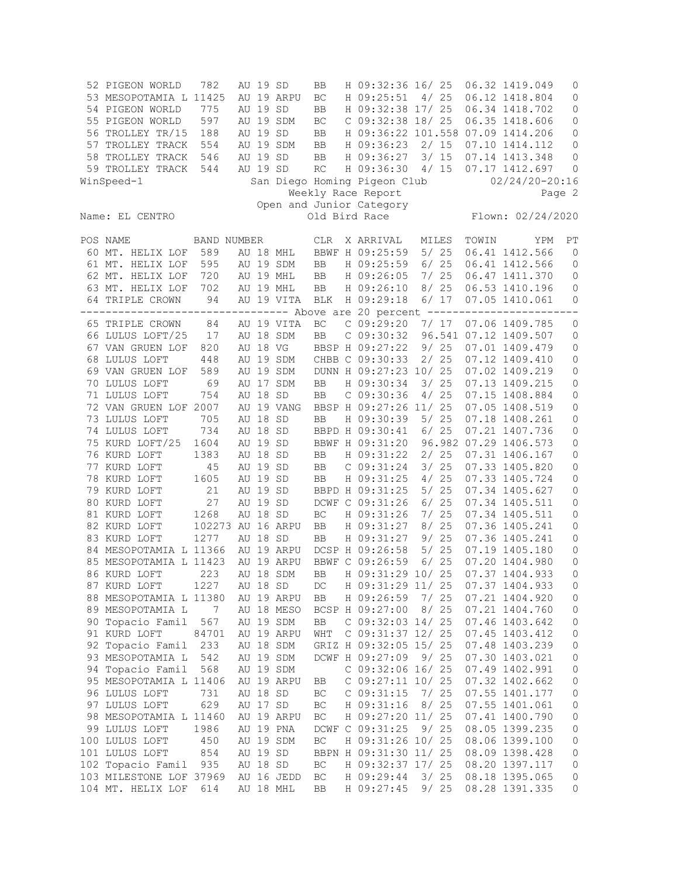| POS | NAME | BAND NUMBER | CLR | X | ARRIVAL | MILES | TOWIN | YPM | PT |
|---|---|---|---|---|---|---|---|---|---|
| 52 | PIGEON WORLD | 782 AU 19 SD | BB | H | 09:32:36 | 16/ 25 | 06.32 | 1419.049 | 0 |
| 53 | MESOPOTAMIA L | 11425 AU 19 ARPU | BC | H | 09:25:51 | 4/ 25 | 06.12 | 1418.804 | 0 |
| 54 | PIGEON WORLD | 775 AU 19 SD | BB | H | 09:32:38 | 17/ 25 | 06.34 | 1418.702 | 0 |
| 55 | PIGEON WORLD | 597 AU 19 SDM | BC | C | 09:32:38 | 18/ 25 | 06.35 | 1418.606 | 0 |
| 56 | TROLLEY TR/15 | 188 AU 19 SD | BB | H | 09:36:22 | 101.558 | 07.09 | 1414.206 | 0 |
| 57 | TROLLEY TRACK | 554 AU 19 SDM | BB | H | 09:36:23 | 2/ 15 | 07.10 | 1414.112 | 0 |
| 58 | TROLLEY TRACK | 546 AU 19 SD | BB | H | 09:36:27 | 3/ 15 | 07.14 | 1413.348 | 0 |
| 59 | TROLLEY TRACK | 544 AU 19 SD | RC | H | 09:36:30 | 4/ 15 | 07.17 | 1412.697 | 0 |

San Diego Homing Pigeon Club — 02/24/20-20:16

Weekly Race Report

Open and Junior Category

Name: EL CENTRO — Old Bird Race — Flown: 02/24/2020

| POS | NAME | BAND NUMBER | CLR | X | ARRIVAL | MILES | TOWIN | YPM | PT |
|---|---|---|---|---|---|---|---|---|---|
| 60 | MT. HELIX LOF | 589 AU 18 MHL | BBWF | H | 09:25:59 | 5/ 25 | 06.41 | 1412.566 | 0 |
| 61 | MT. HELIX LOF | 595 AU 19 SDM | BB | H | 09:25:59 | 6/ 25 | 06.41 | 1412.566 | 0 |
| 62 | MT. HELIX LOF | 720 AU 19 MHL | BB | H | 09:26:05 | 7/ 25 | 06.47 | 1411.370 | 0 |
| 63 | MT. HELIX LOF | 702 AU 19 MHL | BB | H | 09:26:10 | 8/ 25 | 06.53 | 1410.196 | 0 |
| 64 | TRIPLE CROWN | 94 AU 19 VITA | BLK | H | 09:29:18 | 6/ 17 | 07.05 | 1410.061 | 0 |
| | ---- Above are 20 percent ---- | | | | | | | | |
| 65 | TRIPLE CROWN | 84 AU 19 VITA | BC | C | 09:29:20 | 7/ 17 | 07.06 | 1409.785 | 0 |
| 66 | LULUS LOFT/25 | 17 AU 18 SDM | BB | C | 09:30:32 | 96.541 | 07.12 | 1409.507 | 0 |
| 67 | VAN GRUEN LOF | 820 AU 18 VG | BBSP | H | 09:27:22 | 9/ 25 | 07.01 | 1409.479 | 0 |
| 68 | LULUS LOFT | 448 AU 19 SDM | CHBB | C | 09:30:33 | 2/ 25 | 07.12 | 1409.410 | 0 |
| 69 | VAN GRUEN LOF | 589 AU 19 SDM | DUNN | H | 09:27:23 | 10/ 25 | 07.02 | 1409.219 | 0 |
| 70 | LULUS LOFT | 69 AU 17 SDM | BB | H | 09:30:34 | 3/ 25 | 07.13 | 1409.215 | 0 |
| 71 | LULUS LOFT | 754 AU 18 SD | BB | C | 09:30:36 | 4/ 25 | 07.15 | 1408.884 | 0 |
| 72 | VAN GRUEN LOF | 2007 AU 19 VANG | BBSP | H | 09:27:26 | 11/ 25 | 07.05 | 1408.519 | 0 |
| 73 | LULUS LOFT | 705 AU 18 SD | BB | H | 09:30:39 | 5/ 25 | 07.18 | 1408.261 | 0 |
| 74 | LULUS LOFT | 734 AU 18 SD | BBPD | H | 09:30:41 | 6/ 25 | 07.21 | 1407.736 | 0 |
| 75 | KURD LOFT/25 | 1604 AU 19 SD | BBWF | H | 09:31:20 | 96.982 | 07.29 | 1406.573 | 0 |
| 76 | KURD LOFT | 1383 AU 18 SD | BB | H | 09:31:22 | 2/ 25 | 07.31 | 1406.167 | 0 |
| 77 | KURD LOFT | 45 AU 19 SD | BB | C | 09:31:24 | 3/ 25 | 07.33 | 1405.820 | 0 |
| 78 | KURD LOFT | 1605 AU 19 SD | BB | H | 09:31:25 | 4/ 25 | 07.33 | 1405.724 | 0 |
| 79 | KURD LOFT | 21 AU 19 SD | BBPD | H | 09:31:25 | 5/ 25 | 07.34 | 1405.627 | 0 |
| 80 | KURD LOFT | 27 AU 19 SD | DCWF | C | 09:31:26 | 6/ 25 | 07.34 | 1405.511 | 0 |
| 81 | KURD LOFT | 1268 AU 18 SD | BC | H | 09:31:26 | 7/ 25 | 07.34 | 1405.511 | 0 |
| 82 | KURD LOFT | 102273 AU 16 ARPU | BB | H | 09:31:27 | 8/ 25 | 07.36 | 1405.241 | 0 |
| 83 | KURD LOFT | 1277 AU 18 SD | BB | H | 09:31:27 | 9/ 25 | 07.36 | 1405.241 | 0 |
| 84 | MESOPOTAMIA L | 11366 AU 19 ARPU | DCSP | H | 09:26:58 | 5/ 25 | 07.19 | 1405.180 | 0 |
| 85 | MESOPOTAMIA L | 11423 AU 19 ARPU | BBWF | C | 09:26:59 | 6/ 25 | 07.20 | 1404.980 | 0 |
| 86 | KURD LOFT | 223 AU 18 SDM | BB | H | 09:31:29 | 10/ 25 | 07.37 | 1404.933 | 0 |
| 87 | KURD LOFT | 1227 AU 18 SD | DC | H | 09:31:29 | 11/ 25 | 07.37 | 1404.933 | 0 |
| 88 | MESOPOTAMIA L | 11380 AU 19 ARPU | BB | H | 09:26:59 | 7/ 25 | 07.21 | 1404.920 | 0 |
| 89 | MESOPOTAMIA L | 7 AU 18 MESO | BCSP | H | 09:27:00 | 8/ 25 | 07.21 | 1404.760 | 0 |
| 90 | Topacio Famil | 567 AU 19 SDM | BB | C | 09:32:03 | 14/ 25 | 07.46 | 1403.642 | 0 |
| 91 | KURD LOFT | 84701 AU 19 ARPU | WHT | C | 09:31:37 | 12/ 25 | 07.45 | 1403.412 | 0 |
| 92 | Topacio Famil | 233 AU 18 SDM | GRIZ | H | 09:32:05 | 15/ 25 | 07.48 | 1403.239 | 0 |
| 93 | MESOPOTAMIA L | 542 AU 19 SDM | DCWF | H | 09:27:09 | 9/ 25 | 07.30 | 1403.021 | 0 |
| 94 | Topacio Famil | 568 AU 19 SDM | | C | 09:32:06 | 16/ 25 | 07.49 | 1402.991 | 0 |
| 95 | MESOPOTAMIA L | 11406 AU 19 ARPU | BB | C | 09:27:11 | 10/ 25 | 07.32 | 1402.662 | 0 |
| 96 | LULUS LOFT | 731 AU 18 SD | BC | C | 09:31:15 | 7/ 25 | 07.55 | 1401.177 | 0 |
| 97 | LULUS LOFT | 629 AU 17 SD | BC | H | 09:31:16 | 8/ 25 | 07.55 | 1401.061 | 0 |
| 98 | MESOPOTAMIA L | 11460 AU 19 ARPU | BC | H | 09:27:20 | 11/ 25 | 07.41 | 1400.790 | 0 |
| 99 | LULUS LOFT | 1986 AU 19 PNA | DCWF | C | 09:31:25 | 9/ 25 | 08.05 | 1399.235 | 0 |
| 100 | LULUS LOFT | 450 AU 19 SDM | BC | H | 09:31:26 | 10/ 25 | 08.06 | 1399.100 | 0 |
| 101 | LULUS LOFT | 854 AU 19 SD | BBPN | H | 09:31:30 | 11/ 25 | 08.09 | 1398.428 | 0 |
| 102 | Topacio Famil | 935 AU 18 SD | BC | H | 09:32:37 | 17/ 25 | 08.20 | 1397.117 | 0 |
| 103 | MILESTONE LOF | 37969 AU 16 JEDD | BC | H | 09:29:44 | 3/ 25 | 08.18 | 1395.065 | 0 |
| 104 | MT. HELIX LOF | 614 AU 18 MHL | BB | H | 09:27:45 | 9/ 25 | 08.28 | 1391.335 | 0 |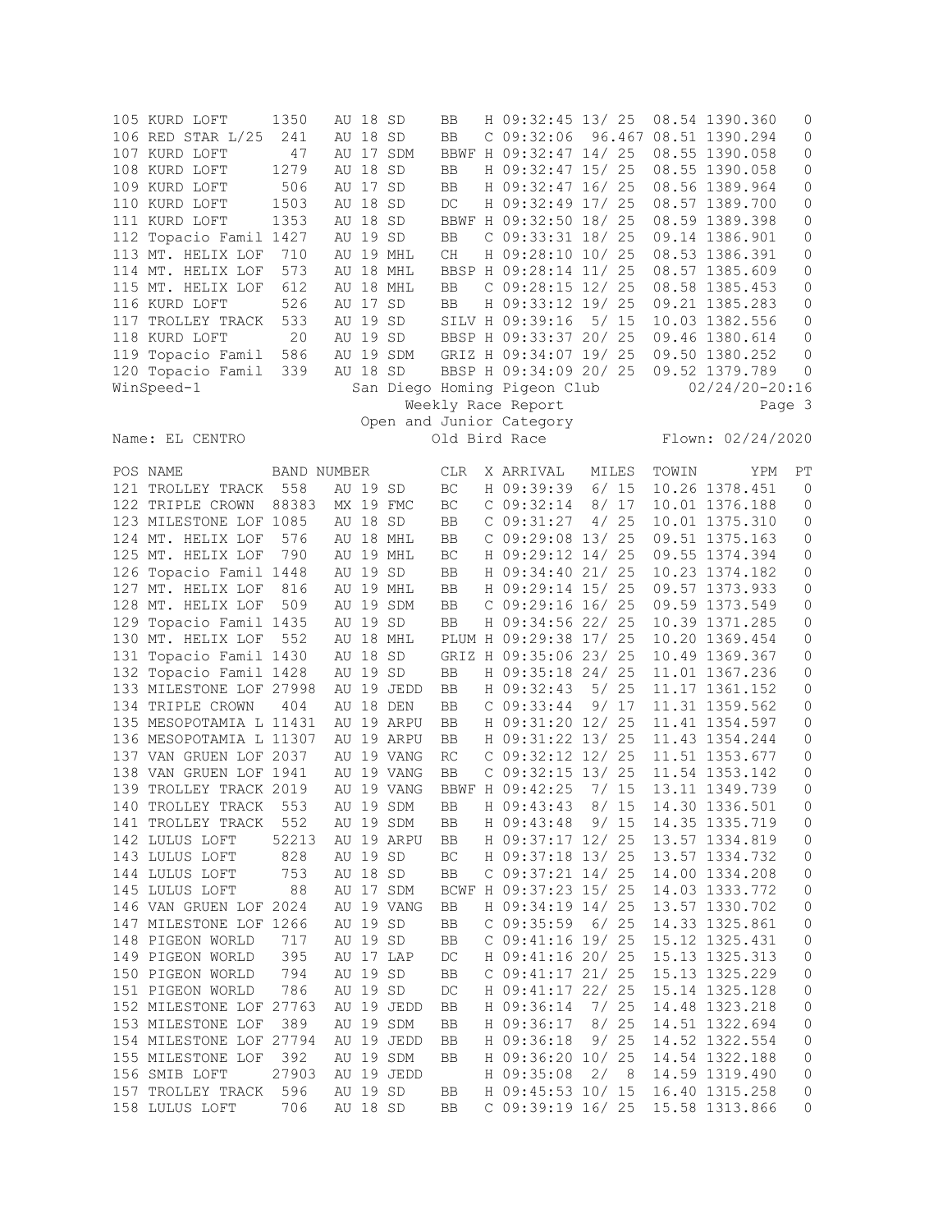| POS | NAME | BAND NUMBER | | | CLR | X | ARRIVAL | MILES | TOWIN | YPM | PT |
|---|---|---|---|---|---|---|---|---|---|---|---|
| 105 | KURD LOFT | 1350 | AU 18 | SD | BB | H | 09:32:45 | 13/ 25 | 08.54 | 1390.360 | 0 |
| 106 | RED STAR L/25 | 241 | AU 18 | SD | BB | C | 09:32:06 | 96.467 | 08.51 | 1390.294 | 0 |
| 107 | KURD LOFT | 47 | AU 17 | SDM | BBWF | H | 09:32:47 | 14/ 25 | 08.55 | 1390.058 | 0 |
| 108 | KURD LOFT | 1279 | AU 18 | SD | BB | H | 09:32:47 | 15/ 25 | 08.55 | 1390.058 | 0 |
| 109 | KURD LOFT | 506 | AU 17 | SD | BB | H | 09:32:47 | 16/ 25 | 08.56 | 1389.964 | 0 |
| 110 | KURD LOFT | 1503 | AU 18 | SD | DC | H | 09:32:49 | 17/ 25 | 08.57 | 1389.700 | 0 |
| 111 | KURD LOFT | 1353 | AU 18 | SD | BBWF | H | 09:32:50 | 18/ 25 | 08.59 | 1389.398 | 0 |
| 112 | Topacio Famil | 1427 | AU 19 | SD | BB | C | 09:33:31 | 18/ 25 | 09.14 | 1386.901 | 0 |
| 113 | MT. HELIX LOF | 710 | AU 19 | MHL | CH | H | 09:28:10 | 10/ 25 | 08.53 | 1386.391 | 0 |
| 114 | MT. HELIX LOF | 573 | AU 18 | MHL | BBSP | H | 09:28:14 | 11/ 25 | 08.57 | 1385.609 | 0 |
| 115 | MT. HELIX LOF | 612 | AU 18 | MHL | BB | C | 09:28:15 | 12/ 25 | 08.58 | 1385.453 | 0 |
| 116 | KURD LOFT | 526 | AU 17 | SD | BB | H | 09:33:12 | 19/ 25 | 09.21 | 1385.283 | 0 |
| 117 | TROLLEY TRACK | 533 | AU 19 | SD | SILV | H | 09:39:16 | 5/ 15 | 10.03 | 1382.556 | 0 |
| 118 | KURD LOFT | 20 | AU 19 | SD | BBSP | H | 09:33:37 | 20/ 25 | 09.46 | 1380.614 | 0 |
| 119 | Topacio Famil | 586 | AU 19 | SDM | GRIZ | H | 09:34:07 | 19/ 25 | 09.50 | 1380.252 | 0 |
| 120 | Topacio Famil | 339 | AU 18 | SD | BBSP | H | 09:34:09 | 20/ 25 | 09.52 | 1379.789 | 0 |

WinSpeed-1 San Diego Homing Pigeon Club 02/24/20-20:16

Weekly Race Report

Open and Junior Category

Name: EL CENTRO Old Bird Race Flown: 02/24/2020

| POS | NAME | BAND NUMBER | | | CLR | X | ARRIVAL | MILES | TOWIN | YPM | PT |
|---|---|---|---|---|---|---|---|---|---|---|---|
| 121 | TROLLEY TRACK | 558 | AU 19 | SD | BC | H | 09:39:39 | 6/ 15 | 10.26 | 1378.451 | 0 |
| 122 | TRIPLE CROWN | 88383 | MX 19 | FMC | BC | C | 09:32:14 | 8/ 17 | 10.01 | 1376.188 | 0 |
| 123 | MILESTONE LOF | 1085 | AU 18 | SD | BB | C | 09:31:27 | 4/ 25 | 10.01 | 1375.310 | 0 |
| 124 | MT. HELIX LOF | 576 | AU 18 | MHL | BB | C | 09:29:08 | 13/ 25 | 09.51 | 1375.163 | 0 |
| 125 | MT. HELIX LOF | 790 | AU 19 | MHL | BC | H | 09:29:12 | 14/ 25 | 09.55 | 1374.394 | 0 |
| 126 | Topacio Famil | 1448 | AU 19 | SD | BB | H | 09:34:40 | 21/ 25 | 10.23 | 1374.182 | 0 |
| 127 | MT. HELIX LOF | 816 | AU 19 | MHL | BB | H | 09:29:14 | 15/ 25 | 09.57 | 1373.933 | 0 |
| 128 | MT. HELIX LOF | 509 | AU 19 | SDM | BB | C | 09:29:16 | 16/ 25 | 09.59 | 1373.549 | 0 |
| 129 | Topacio Famil | 1435 | AU 19 | SD | BB | H | 09:34:56 | 22/ 25 | 10.39 | 1371.285 | 0 |
| 130 | MT. HELIX LOF | 552 | AU 18 | MHL | PLUM | H | 09:29:38 | 17/ 25 | 10.20 | 1369.454 | 0 |
| 131 | Topacio Famil | 1430 | AU 18 | SD | GRIZ | H | 09:35:06 | 23/ 25 | 10.49 | 1369.367 | 0 |
| 132 | Topacio Famil | 1428 | AU 19 | SD | BB | H | 09:35:18 | 24/ 25 | 11.01 | 1367.236 | 0 |
| 133 | MILESTONE LOF | 27998 | AU 19 | JEDD | BB | H | 09:32:43 | 5/ 25 | 11.17 | 1361.152 | 0 |
| 134 | TRIPLE CROWN | 404 | AU 18 | DEN | BB | C | 09:33:44 | 9/ 17 | 11.31 | 1359.562 | 0 |
| 135 | MESOPOTAMIA L | 11431 | AU 19 | ARPU | BB | H | 09:31:20 | 12/ 25 | 11.41 | 1354.597 | 0 |
| 136 | MESOPOTAMIA L | 11307 | AU 19 | ARPU | BB | H | 09:31:22 | 13/ 25 | 11.43 | 1354.244 | 0 |
| 137 | VAN GRUEN LOF | 2037 | AU 19 | VANG | RC | C | 09:32:12 | 12/ 25 | 11.51 | 1353.677 | 0 |
| 138 | VAN GRUEN LOF | 1941 | AU 19 | VANG | BB | C | 09:32:15 | 13/ 25 | 11.54 | 1353.142 | 0 |
| 139 | TROLLEY TRACK | 2019 | AU 19 | VANG | BBWF | H | 09:42:25 | 7/ 15 | 13.11 | 1349.739 | 0 |
| 140 | TROLLEY TRACK | 553 | AU 19 | SDM | BB | H | 09:43:43 | 8/ 15 | 14.30 | 1336.501 | 0 |
| 141 | TROLLEY TRACK | 552 | AU 19 | SDM | BB | H | 09:43:48 | 9/ 15 | 14.35 | 1335.719 | 0 |
| 142 | LULUS LOFT | 52213 | AU 19 | ARPU | BB | H | 09:37:17 | 12/ 25 | 13.57 | 1334.819 | 0 |
| 143 | LULUS LOFT | 828 | AU 19 | SD | BC | H | 09:37:18 | 13/ 25 | 13.57 | 1334.732 | 0 |
| 144 | LULUS LOFT | 753 | AU 18 | SD | BB | C | 09:37:21 | 14/ 25 | 14.00 | 1334.208 | 0 |
| 145 | LULUS LOFT | 88 | AU 17 | SDM | BCWF | H | 09:37:23 | 15/ 25 | 14.03 | 1333.772 | 0 |
| 146 | VAN GRUEN LOF | 2024 | AU 19 | VANG | BB | H | 09:34:19 | 14/ 25 | 13.57 | 1330.702 | 0 |
| 147 | MILESTONE LOF | 1266 | AU 19 | SD | BB | C | 09:35:59 | 6/ 25 | 14.33 | 1325.861 | 0 |
| 148 | PIGEON WORLD | 717 | AU 19 | SD | BB | C | 09:41:16 | 19/ 25 | 15.12 | 1325.431 | 0 |
| 149 | PIGEON WORLD | 395 | AU 17 | LAP | DC | H | 09:41:16 | 20/ 25 | 15.13 | 1325.313 | 0 |
| 150 | PIGEON WORLD | 794 | AU 19 | SD | BB | C | 09:41:17 | 21/ 25 | 15.13 | 1325.229 | 0 |
| 151 | PIGEON WORLD | 786 | AU 19 | SD | DC | H | 09:41:17 | 22/ 25 | 15.14 | 1325.128 | 0 |
| 152 | MILESTONE LOF | 27763 | AU 19 | JEDD | BB | H | 09:36:14 | 7/ 25 | 14.48 | 1323.218 | 0 |
| 153 | MILESTONE LOF | 389 | AU 19 | SDM | BB | H | 09:36:17 | 8/ 25 | 14.51 | 1322.694 | 0 |
| 154 | MILESTONE LOF | 27794 | AU 19 | JEDD | BB | H | 09:36:18 | 9/ 25 | 14.52 | 1322.554 | 0 |
| 155 | MILESTONE LOF | 392 | AU 19 | SDM | BB | H | 09:36:20 | 10/ 25 | 14.54 | 1322.188 | 0 |
| 156 | SMIB LOFT | 27903 | AU 19 | JEDD | | H | 09:35:08 | 2/ 8 | 14.59 | 1319.490 | 0 |
| 157 | TROLLEY TRACK | 596 | AU 19 | SD | BB | H | 09:45:53 | 10/ 15 | 16.40 | 1315.258 | 0 |
| 158 | LULUS LOFT | 706 | AU 18 | SD | BB | C | 09:39:19 | 16/ 25 | 15.58 | 1313.866 | 0 |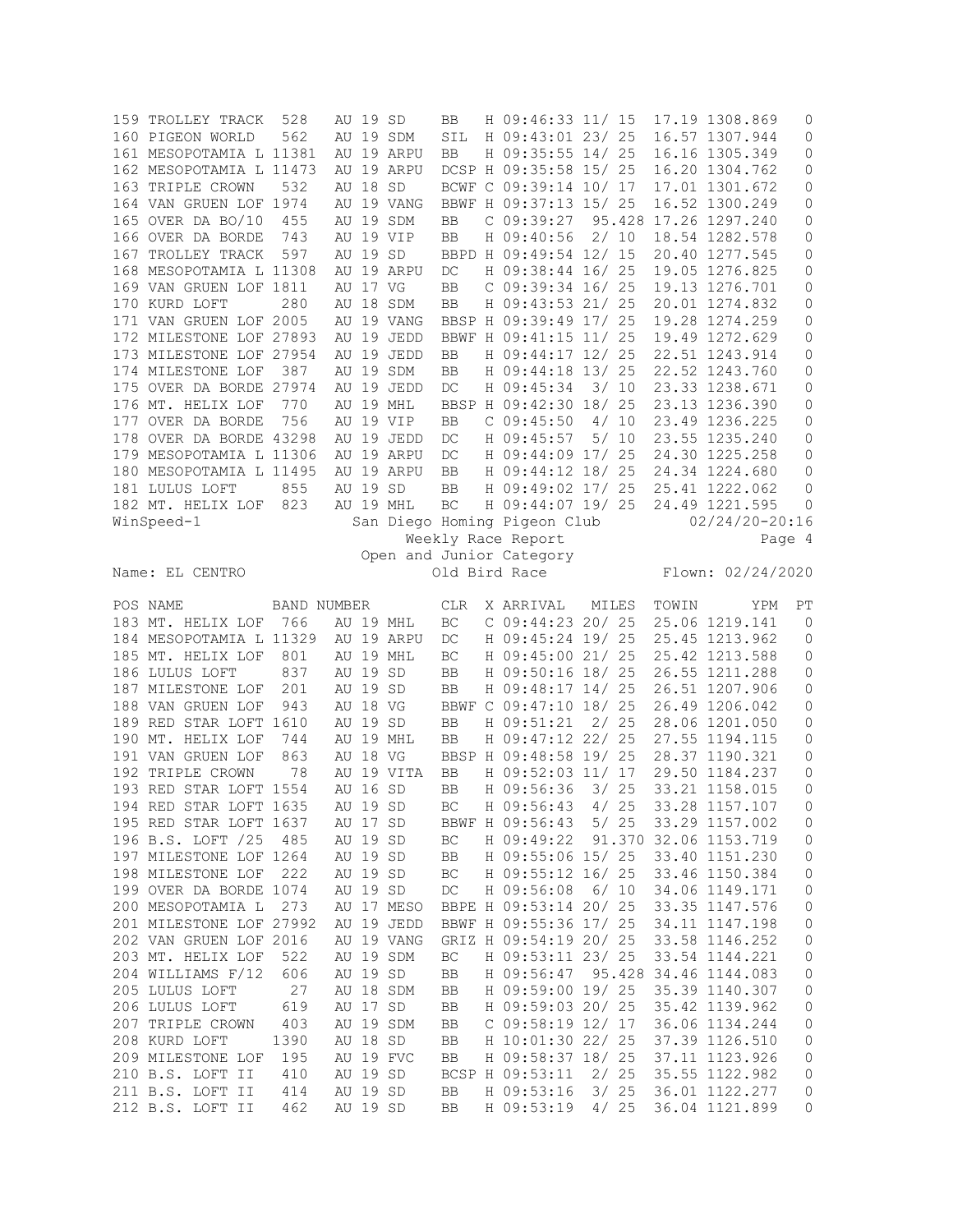| POS | NAME | BAND NUMBER | CLR | X | ARRIVAL | MILES | TOWIN | YPM | PT |
|---|---|---|---|---|---|---|---|---|---|
| 159 | TROLLEY TRACK 528 | AU 19 SD | BB | H | 09:46:33 | 11/ 15 | 17.19 | 1308.869 | 0 |
| 160 | PIGEON WORLD 562 | AU 19 SDM | SIL | H | 09:43:01 | 23/ 25 | 16.57 | 1307.944 | 0 |
| 161 | MESOPOTAMIA L 11381 | AU 19 ARPU | BB | H | 09:35:55 | 14/ 25 | 16.16 | 1305.349 | 0 |
| 162 | MESOPOTAMIA L 11473 | AU 19 ARPU | DCSP | H | 09:35:58 | 15/ 25 | 16.20 | 1304.762 | 0 |
| 163 | TRIPLE CROWN 532 | AU 18 SD | BCWF | C | 09:39:14 | 10/ 17 | 17.01 | 1301.672 | 0 |
| 164 | VAN GRUEN LOF 1974 | AU 19 VANG | BBWF | H | 09:37:13 | 15/ 25 | 16.52 | 1300.249 | 0 |
| 165 | OVER DA BO/10 455 | AU 19 SDM | BB | C | 09:39:27 | 95.428 | 17.26 | 1297.240 | 0 |
| 166 | OVER DA BORDE 743 | AU 19 VIP | BB | H | 09:40:56 | 2/ 10 | 18.54 | 1282.578 | 0 |
| 167 | TROLLEY TRACK 597 | AU 19 SD | BBPD | H | 09:49:54 | 12/ 15 | 20.40 | 1277.545 | 0 |
| 168 | MESOPOTAMIA L 11308 | AU 19 ARPU | DC | H | 09:38:44 | 16/ 25 | 19.05 | 1276.825 | 0 |
| 169 | VAN GRUEN LOF 1811 | AU 17 VG | BB | C | 09:39:34 | 16/ 25 | 19.13 | 1276.701 | 0 |
| 170 | KURD LOFT 280 | AU 18 SDM | BB | H | 09:43:53 | 21/ 25 | 20.01 | 1274.832 | 0 |
| 171 | VAN GRUEN LOF 2005 | AU 19 VANG | BBSP | H | 09:39:49 | 17/ 25 | 19.28 | 1274.259 | 0 |
| 172 | MILESTONE LOF 27893 | AU 19 JEDD | BBWF | H | 09:41:15 | 11/ 25 | 19.49 | 1272.629 | 0 |
| 173 | MILESTONE LOF 27954 | AU 19 JEDD | BB | H | 09:44:17 | 12/ 25 | 22.51 | 1243.914 | 0 |
| 174 | MILESTONE LOF 387 | AU 19 SDM | BB | H | 09:44:18 | 13/ 25 | 22.52 | 1243.760 | 0 |
| 175 | OVER DA BORDE 27974 | AU 19 JEDD | DC | H | 09:45:34 | 3/ 10 | 23.33 | 1238.671 | 0 |
| 176 | MT. HELIX LOF 770 | AU 19 MHL | BBSP | H | 09:42:30 | 18/ 25 | 23.13 | 1236.390 | 0 |
| 177 | OVER DA BORDE 756 | AU 19 VIP | BB | C | 09:45:50 | 4/ 10 | 23.49 | 1236.225 | 0 |
| 178 | OVER DA BORDE 43298 | AU 19 JEDD | DC | H | 09:45:57 | 5/ 10 | 23.55 | 1235.240 | 0 |
| 179 | MESOPOTAMIA L 11306 | AU 19 ARPU | DC | H | 09:44:09 | 17/ 25 | 24.30 | 1225.258 | 0 |
| 180 | MESOPOTAMIA L 11495 | AU 19 ARPU | BB | H | 09:44:12 | 18/ 25 | 24.34 | 1224.680 | 0 |
| 181 | LULUS LOFT 855 | AU 19 SD | BB | H | 09:49:02 | 17/ 25 | 25.41 | 1222.062 | 0 |
| 182 | MT. HELIX LOF 823 | AU 19 MHL | BC | H | 09:44:07 | 19/ 25 | 24.49 | 1221.595 | 0 |

WinSpeed-1 San Diego Homing Pigeon Club 02/24/20-20:16

Weekly Race Report

Open and Junior Category

Name: EL CENTRO Old Bird Race Flown: 02/24/2020

| POS | NAME | BAND NUMBER | CLR | X | ARRIVAL | MILES | TOWIN | YPM | PT |
|---|---|---|---|---|---|---|---|---|---|
| 183 | MT. HELIX LOF 766 | AU 19 MHL | BC | C | 09:44:23 | 20/ 25 | 25.06 | 1219.141 | 0 |
| 184 | MESOPOTAMIA L 11329 | AU 19 ARPU | DC | H | 09:45:24 | 19/ 25 | 25.45 | 1213.962 | 0 |
| 185 | MT. HELIX LOF 801 | AU 19 MHL | BC | H | 09:45:00 | 21/ 25 | 25.42 | 1213.588 | 0 |
| 186 | LULUS LOFT 837 | AU 19 SD | BB | H | 09:50:16 | 18/ 25 | 26.55 | 1211.288 | 0 |
| 187 | MILESTONE LOF 201 | AU 19 SD | BB | H | 09:48:17 | 14/ 25 | 26.51 | 1207.906 | 0 |
| 188 | VAN GRUEN LOF 943 | AU 18 VG | BBWF | C | 09:47:10 | 18/ 25 | 26.49 | 1206.042 | 0 |
| 189 | RED STAR LOFT 1610 | AU 19 SD | BB | H | 09:51:21 | 2/ 25 | 28.06 | 1201.050 | 0 |
| 190 | MT. HELIX LOF 744 | AU 19 MHL | BB | H | 09:47:12 | 22/ 25 | 27.55 | 1194.115 | 0 |
| 191 | VAN GRUEN LOF 863 | AU 18 VG | BBSP | H | 09:48:58 | 19/ 25 | 28.37 | 1190.321 | 0 |
| 192 | TRIPLE CROWN 78 | AU 19 VITA | BB | H | 09:52:03 | 11/ 17 | 29.50 | 1184.237 | 0 |
| 193 | RED STAR LOFT 1554 | AU 16 SD | BB | H | 09:56:36 | 3/ 25 | 33.21 | 1158.015 | 0 |
| 194 | RED STAR LOFT 1635 | AU 19 SD | BC | H | 09:56:43 | 4/ 25 | 33.28 | 1157.107 | 0 |
| 195 | RED STAR LOFT 1637 | AU 17 SD | BBWF | H | 09:56:43 | 5/ 25 | 33.29 | 1157.002 | 0 |
| 196 | B.S. LOFT /25 485 | AU 19 SD | BC | H | 09:49:22 | 91.370 | 32.06 | 1153.719 | 0 |
| 197 | MILESTONE LOF 1264 | AU 19 SD | BB | H | 09:55:06 | 15/ 25 | 33.40 | 1151.230 | 0 |
| 198 | MILESTONE LOF 222 | AU 19 SD | BC | H | 09:55:12 | 16/ 25 | 33.46 | 1150.384 | 0 |
| 199 | OVER DA BORDE 1074 | AU 19 SD | DC | H | 09:56:08 | 6/ 10 | 34.06 | 1149.171 | 0 |
| 200 | MESOPOTAMIA L 273 | AU 17 MESO | BBPE | H | 09:53:14 | 20/ 25 | 33.35 | 1147.576 | 0 |
| 201 | MILESTONE LOF 27992 | AU 19 JEDD | BBWF | H | 09:55:36 | 17/ 25 | 34.11 | 1147.198 | 0 |
| 202 | VAN GRUEN LOF 2016 | AU 19 VANG | GRIZ | H | 09:54:19 | 20/ 25 | 33.58 | 1146.252 | 0 |
| 203 | MT. HELIX LOF 522 | AU 19 SDM | BC | H | 09:53:11 | 23/ 25 | 33.54 | 1144.221 | 0 |
| 204 | WILLIAMS F/12 606 | AU 19 SD | BB | H | 09:56:47 | 95.428 | 34.46 | 1144.083 | 0 |
| 205 | LULUS LOFT 27 | AU 18 SDM | BB | H | 09:59:00 | 19/ 25 | 35.39 | 1140.307 | 0 |
| 206 | LULUS LOFT 619 | AU 17 SD | BB | H | 09:59:03 | 20/ 25 | 35.42 | 1139.962 | 0 |
| 207 | TRIPLE CROWN 403 | AU 19 SDM | BB | C | 09:58:19 | 12/ 17 | 36.06 | 1134.244 | 0 |
| 208 | KURD LOFT 1390 | AU 18 SD | BB | H | 10:01:30 | 22/ 25 | 37.39 | 1126.510 | 0 |
| 209 | MILESTONE LOF 195 | AU 19 FVC | BB | H | 09:58:37 | 18/ 25 | 37.11 | 1123.926 | 0 |
| 210 | B.S. LOFT II 410 | AU 19 SD | BCSP | H | 09:53:11 | 2/ 25 | 35.55 | 1122.982 | 0 |
| 211 | B.S. LOFT II 414 | AU 19 SD | BB | H | 09:53:16 | 3/ 25 | 36.01 | 1122.277 | 0 |
| 212 | B.S. LOFT II 462 | AU 19 SD | BB | H | 09:53:19 | 4/ 25 | 36.04 | 1121.899 | 0 |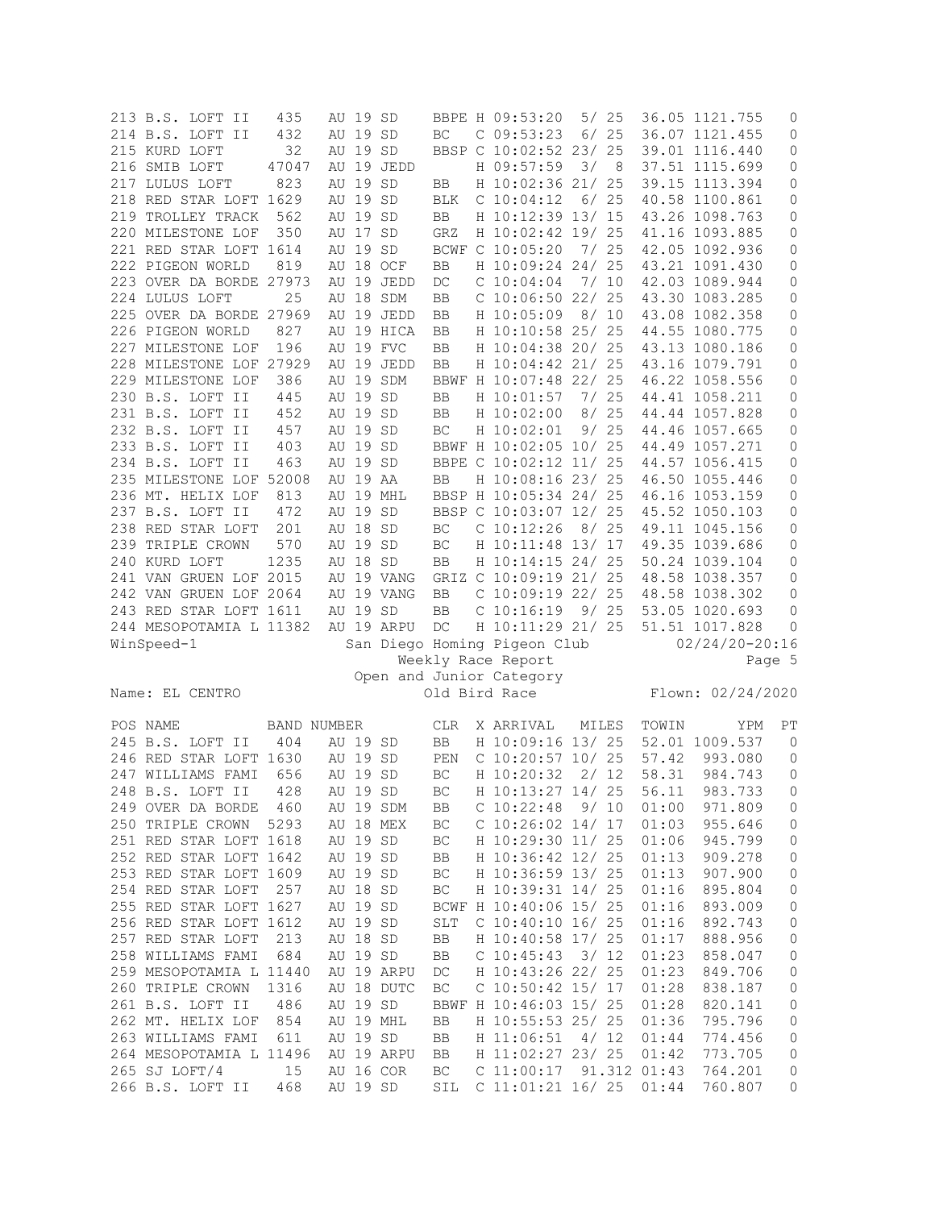| POS | NAME | BAND NUMBER | | | | CLR | X | ARRIVAL | MILES | TOWIN | YPM | PT |
|---|---|---|---|---|---|---|---|---|---|---|---|---|
| 213 | B.S. LOFT II | 435 | AU | 19 | SD | BBPE | H | 09:53:20 | 5/ 25 | 36.05 | 1121.755 | 0 |
| 214 | B.S. LOFT II | 432 | AU | 19 | SD | BC | C | 09:53:23 | 6/ 25 | 36.07 | 1121.455 | 0 |
| 215 | KURD LOFT | 32 | AU | 19 | SD | BBSP | C | 10:02:52 | 23/ 25 | 39.01 | 1116.440 | 0 |
| 216 | SMIB LOFT | 47047 | AU | 19 | JEDD | | H | 09:57:59 | 3/ 8 | 37.51 | 1115.699 | 0 |
| 217 | LULUS LOFT | 823 | AU | 19 | SD | BB | H | 10:02:36 | 21/ 25 | 39.15 | 1113.394 | 0 |
| 218 | RED STAR LOFT | 1629 | AU | 19 | SD | BLK | C | 10:04:12 | 6/ 25 | 40.58 | 1100.861 | 0 |
| 219 | TROLLEY TRACK | 562 | AU | 19 | SD | BB | H | 10:12:39 | 13/ 15 | 43.26 | 1098.763 | 0 |
| 220 | MILESTONE LOF | 350 | AU | 17 | SD | GRZ | H | 10:02:42 | 19/ 25 | 41.16 | 1093.885 | 0 |
| 221 | RED STAR LOFT | 1614 | AU | 19 | SD | BCWF | C | 10:05:20 | 7/ 25 | 42.05 | 1092.936 | 0 |
| 222 | PIGEON WORLD | 819 | AU | 18 | OCF | BB | H | 10:09:24 | 24/ 25 | 43.21 | 1091.430 | 0 |
| 223 | OVER DA BORDE | 27973 | AU | 19 | JEDD | DC | C | 10:04:04 | 7/ 10 | 42.03 | 1089.944 | 0 |
| 224 | LULUS LOFT | 25 | AU | 18 | SDM | BB | C | 10:06:50 | 22/ 25 | 43.30 | 1083.285 | 0 |
| 225 | OVER DA BORDE | 27969 | AU | 19 | JEDD | BB | H | 10:05:09 | 8/ 10 | 43.08 | 1082.358 | 0 |
| 226 | PIGEON WORLD | 827 | AU | 19 | HICA | BB | H | 10:10:58 | 25/ 25 | 44.55 | 1080.775 | 0 |
| 227 | MILESTONE LOF | 196 | AU | 19 | FVC | BB | H | 10:04:38 | 20/ 25 | 43.13 | 1080.186 | 0 |
| 228 | MILESTONE LOF | 27929 | AU | 19 | JEDD | BB | H | 10:04:42 | 21/ 25 | 43.16 | 1079.791 | 0 |
| 229 | MILESTONE LOF | 386 | AU | 19 | SDM | BBWF | H | 10:07:48 | 22/ 25 | 46.22 | 1058.556 | 0 |
| 230 | B.S. LOFT II | 445 | AU | 19 | SD | BB | H | 10:01:57 | 7/ 25 | 44.41 | 1058.211 | 0 |
| 231 | B.S. LOFT II | 452 | AU | 19 | SD | BB | H | 10:02:00 | 8/ 25 | 44.44 | 1057.828 | 0 |
| 232 | B.S. LOFT II | 457 | AU | 19 | SD | BC | H | 10:02:01 | 9/ 25 | 44.46 | 1057.665 | 0 |
| 233 | B.S. LOFT II | 403 | AU | 19 | SD | BBWF | H | 10:02:05 | 10/ 25 | 44.49 | 1057.271 | 0 |
| 234 | B.S. LOFT II | 463 | AU | 19 | SD | BBPE | C | 10:02:12 | 11/ 25 | 44.57 | 1056.415 | 0 |
| 235 | MILESTONE LOF | 52008 | AU | 19 | AA | BB | H | 10:08:16 | 23/ 25 | 46.50 | 1055.446 | 0 |
| 236 | MT. HELIX LOF | 813 | AU | 19 | MHL | BBSP | H | 10:05:34 | 24/ 25 | 46.16 | 1053.159 | 0 |
| 237 | B.S. LOFT II | 472 | AU | 19 | SD | BBSP | C | 10:03:07 | 12/ 25 | 45.52 | 1050.103 | 0 |
| 238 | RED STAR LOFT | 201 | AU | 18 | SD | BC | C | 10:12:26 | 8/ 25 | 49.11 | 1045.156 | 0 |
| 239 | TRIPLE CROWN | 570 | AU | 19 | SD | BC | H | 10:11:48 | 13/ 17 | 49.35 | 1039.686 | 0 |
| 240 | KURD LOFT | 1235 | AU | 18 | SD | BB | H | 10:14:15 | 24/ 25 | 50.24 | 1039.104 | 0 |
| 241 | VAN GRUEN LOF | 2015 | AU | 19 | VANG | GRIZ | C | 10:09:19 | 21/ 25 | 48.58 | 1038.357 | 0 |
| 242 | VAN GRUEN LOF | 2064 | AU | 19 | VANG | BB | C | 10:09:19 | 22/ 25 | 48.58 | 1038.302 | 0 |
| 243 | RED STAR LOFT | 1611 | AU | 19 | SD | BB | C | 10:16:19 | 9/ 25 | 53.05 | 1020.693 | 0 |
| 244 | MESOPOTAMIA L | 11382 | AU | 19 | ARPU | DC | H | 10:11:29 | 21/ 25 | 51.51 | 1017.828 | 0 |

WinSpeed-1 San Diego Homing Pigeon Club 02/24/20-20:16

Weekly Race Report

Open and Junior Category

Name: EL CENTRO Old Bird Race Flown: 02/24/2020

| POS | NAME | BAND NUMBER | | | | CLR | X | ARRIVAL | MILES | TOWIN | YPM | PT |
|---|---|---|---|---|---|---|---|---|---|---|---|---|
| 245 | B.S. LOFT II | 404 | AU | 19 | SD | BB | H | 10:09:16 | 13/ 25 | 52.01 | 1009.537 | 0 |
| 246 | RED STAR LOFT | 1630 | AU | 19 | SD | PEN | C | 10:20:57 | 10/ 25 | 57.42 | 993.080 | 0 |
| 247 | WILLIAMS FAMI | 656 | AU | 19 | SD | BC | H | 10:20:32 | 2/ 12 | 58.31 | 984.743 | 0 |
| 248 | B.S. LOFT II | 428 | AU | 19 | SD | BC | H | 10:13:27 | 14/ 25 | 56.11 | 983.733 | 0 |
| 249 | OVER DA BORDE | 460 | AU | 19 | SDM | BB | C | 10:22:48 | 9/ 10 | 01:00 | 971.809 | 0 |
| 250 | TRIPLE CROWN | 5293 | AU | 18 | MEX | BC | C | 10:26:02 | 14/ 17 | 01:03 | 955.646 | 0 |
| 251 | RED STAR LOFT | 1618 | AU | 19 | SD | BC | H | 10:29:30 | 11/ 25 | 01:06 | 945.799 | 0 |
| 252 | RED STAR LOFT | 1642 | AU | 19 | SD | BB | H | 10:36:42 | 12/ 25 | 01:13 | 909.278 | 0 |
| 253 | RED STAR LOFT | 1609 | AU | 19 | SD | BC | H | 10:36:59 | 13/ 25 | 01:13 | 907.900 | 0 |
| 254 | RED STAR LOFT | 257 | AU | 18 | SD | BC | H | 10:39:31 | 14/ 25 | 01:16 | 895.804 | 0 |
| 255 | RED STAR LOFT | 1627 | AU | 19 | SD | BCWF | H | 10:40:06 | 15/ 25 | 01:16 | 893.009 | 0 |
| 256 | RED STAR LOFT | 1612 | AU | 19 | SD | SLT | C | 10:40:10 | 16/ 25 | 01:16 | 892.743 | 0 |
| 257 | RED STAR LOFT | 213 | AU | 18 | SD | BB | H | 10:40:58 | 17/ 25 | 01:17 | 888.956 | 0 |
| 258 | WILLIAMS FAMI | 684 | AU | 19 | SD | BB | C | 10:45:43 | 3/ 12 | 01:23 | 858.047 | 0 |
| 259 | MESOPOTAMIA L | 11440 | AU | 19 | ARPU | DC | H | 10:43:26 | 22/ 25 | 01:23 | 849.706 | 0 |
| 260 | TRIPLE CROWN | 1316 | AU | 18 | DUTC | BC | C | 10:50:42 | 15/ 17 | 01:28 | 838.187 | 0 |
| 261 | B.S. LOFT II | 486 | AU | 19 | SD | BBWF | H | 10:46:03 | 15/ 25 | 01:28 | 820.141 | 0 |
| 262 | MT. HELIX LOF | 854 | AU | 19 | MHL | BB | H | 10:55:53 | 25/ 25 | 01:36 | 795.796 | 0 |
| 263 | WILLIAMS FAMI | 611 | AU | 19 | SD | BB | H | 11:06:51 | 4/ 12 | 01:44 | 774.456 | 0 |
| 264 | MESOPOTAMIA L | 11496 | AU | 19 | ARPU | BB | H | 11:02:27 | 23/ 25 | 01:42 | 773.705 | 0 |
| 265 | SJ LOFT/4 | 15 | AU | 16 | COR | BC | C | 11:00:17 | 91.312 | 01:43 | 764.201 | 0 |
| 266 | B.S. LOFT II | 468 | AU | 19 | SD | SIL | C | 11:01:21 | 16/ 25 | 01:44 | 760.807 | 0 |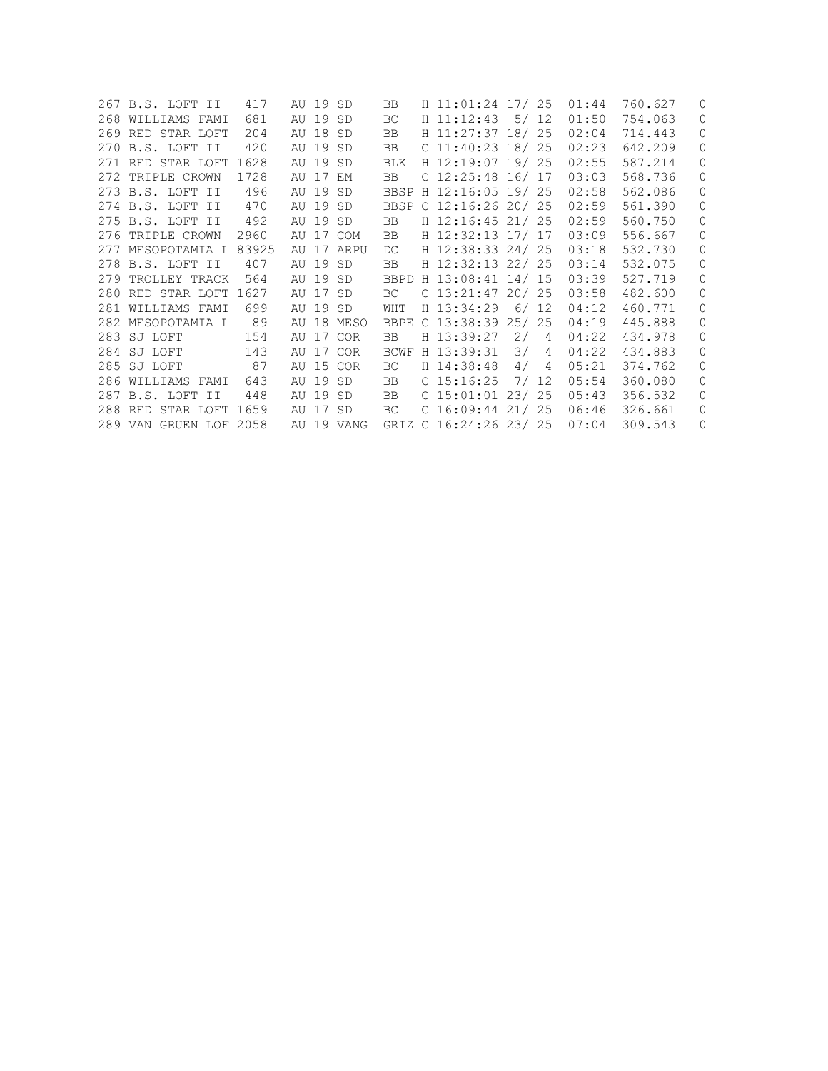| | | | | | | | | | | | | | |
|---|---|---|---|---|---|---|---|---|---|---|---|---|---|
| 267 | B.S. LOFT II | 417 | AU | 19 | SD | BB | H | 11:01:24 | 17/ | 25 | 01:44 | 760.627 | 0 |
| 268 | WILLIAMS FAMI | 681 | AU | 19 | SD | BC | H | 11:12:43 | 5/ | 12 | 01:50 | 754.063 | 0 |
| 269 | RED STAR LOFT | 204 | AU | 18 | SD | BB | H | 11:27:37 | 18/ | 25 | 02:04 | 714.443 | 0 |
| 270 | B.S. LOFT II | 420 | AU | 19 | SD | BB | C | 11:40:23 | 18/ | 25 | 02:23 | 642.209 | 0 |
| 271 | RED STAR LOFT | 1628 | AU | 19 | SD | BLK | H | 12:19:07 | 19/ | 25 | 02:55 | 587.214 | 0 |
| 272 | TRIPLE CROWN | 1728 | AU | 17 | EM | BB | C | 12:25:48 | 16/ | 17 | 03:03 | 568.736 | 0 |
| 273 | B.S. LOFT II | 496 | AU | 19 | SD | BBSP | H | 12:16:05 | 19/ | 25 | 02:58 | 562.086 | 0 |
| 274 | B.S. LOFT II | 470 | AU | 19 | SD | BBSP | C | 12:16:26 | 20/ | 25 | 02:59 | 561.390 | 0 |
| 275 | B.S. LOFT II | 492 | AU | 19 | SD | BB | H | 12:16:45 | 21/ | 25 | 02:59 | 560.750 | 0 |
| 276 | TRIPLE CROWN | 2960 | AU | 17 | COM | BB | H | 12:32:13 | 17/ | 17 | 03:09 | 556.667 | 0 |
| 277 | MESOPOTAMIA L | 83925 | AU | 17 | ARPU | DC | H | 12:38:33 | 24/ | 25 | 03:18 | 532.730 | 0 |
| 278 | B.S. LOFT II | 407 | AU | 19 | SD | BB | H | 12:32:13 | 22/ | 25 | 03:14 | 532.075 | 0 |
| 279 | TROLLEY TRACK | 564 | AU | 19 | SD | BBPD | H | 13:08:41 | 14/ | 15 | 03:39 | 527.719 | 0 |
| 280 | RED STAR LOFT | 1627 | AU | 17 | SD | BC | C | 13:21:47 | 20/ | 25 | 03:58 | 482.600 | 0 |
| 281 | WILLIAMS FAMI | 699 | AU | 19 | SD | WHT | H | 13:34:29 | 6/ | 12 | 04:12 | 460.771 | 0 |
| 282 | MESOPOTAMIA L | 89 | AU | 18 | MESO | BBPE | C | 13:38:39 | 25/ | 25 | 04:19 | 445.888 | 0 |
| 283 | SJ LOFT | 154 | AU | 17 | COR | BB | H | 13:39:27 | 2/ | 4 | 04:22 | 434.978 | 0 |
| 284 | SJ LOFT | 143 | AU | 17 | COR | BCWF | H | 13:39:31 | 3/ | 4 | 04:22 | 434.883 | 0 |
| 285 | SJ LOFT | 87 | AU | 15 | COR | BC | H | 14:38:48 | 4/ | 4 | 05:21 | 374.762 | 0 |
| 286 | WILLIAMS FAMI | 643 | AU | 19 | SD | BB | C | 15:16:25 | 7/ | 12 | 05:54 | 360.080 | 0 |
| 287 | B.S. LOFT II | 448 | AU | 19 | SD | BB | C | 15:01:01 | 23/ | 25 | 05:43 | 356.532 | 0 |
| 288 | RED STAR LOFT | 1659 | AU | 17 | SD | BC | C | 16:09:44 | 21/ | 25 | 06:46 | 326.661 | 0 |
| 289 | VAN GRUEN LOF | 2058 | AU | 19 | VANG | GRIZ | C | 16:24:26 | 23/ | 25 | 07:04 | 309.543 | 0 |